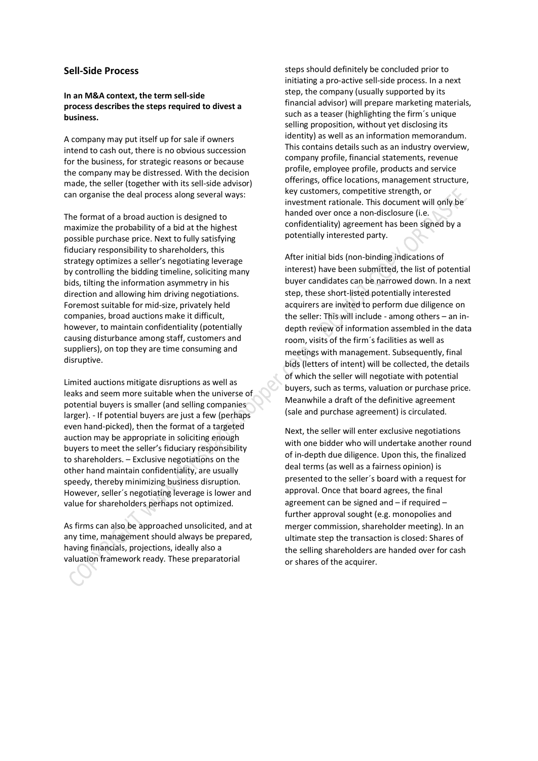## Sell-Side Process

**In an M&A context, the term sell-side process describes the steps required to divest a business.**

A company may put itself up for sale if owners intend to cash out, there is no obvious succession for the business, for strategic reasons or because the company may be distressed. With the decision made, the seller (together with its sell-side advisor) can organise the deal process along several ways:

The format of a broad auction is designed to maximize the probability of a bid at the highest possible purchase price. Next to fully satisfying fiduciary responsibility to shareholders, this strategy optimizes a seller's negotiating leverage by controlling the bidding timeline, soliciting many bids, tilting the information asymmetry in his direction and allowing him driving negotiations. Foremost suitable for mid-size, privately held companies, broad auctions make it difficult, however, to maintain confidentiality (potentially causing disturbance among staff, customers and suppliers), on top they are time consuming and disruptive.

Limited auctions mitigate disruptions as well as leaks and seem more suitable when the universe of potential buyers is smaller (and selling companies larger). - If potential buyers are just a few (perhaps even hand-picked), then the format of a targeted auction may be appropriate in soliciting enough buyers to meet the seller's fiduciary responsibility to shareholders. – Exclusive negotiations on the other hand maintain confidentiality, are usually speedy, thereby minimizing business disruption. However, seller´s negotiating leverage is lower and value for shareholders perhaps not optimized.

As firms can also be approached unsolicited, and at any time, management should always be prepared, having financials, projections, ideally also a valuation framework ready. These preparatorial steps should definitely be concluded prior to initiating a pro-active sell-side process. In a next step, the company (usually supported by its financial advisor) will prepare marketing materials, such as a teaser (highlighting the firm´s unique selling proposition, without yet disclosing its identity) as well as an information memorandum. This contains details such as an industry overview, company profile, financial statements, revenue profile, employee profile, products and service offerings, office locations, management structure, key customers, competitive strength, or investment rationale. This document will only be handed over once a non-disclosure (i.e. confidentiality) agreement has been signed by a potentially interested party.

After initial bids (non-binding indications of interest) have been submitted, the list of potential buyer candidates can be narrowed down. In a next step, these short-listed potentially interested acquirers are invited to perform due diligence on the seller: This will include - among others – an in-depth review of information assembled in the data room, visits of the firm´s facilities as well as meetings with management. Subsequently, final bids (letters of intent) will be collected, the details of which the seller will negotiate with potential buyers, such as terms, valuation or purchase price. Meanwhile a draft of the definitive agreement (sale and purchase agreement) is circulated.

Next, the seller will enter exclusive negotiations with one bidder who will undertake another round of in-depth due diligence. Upon this, the finalized deal terms (as well as a fairness opinion) is presented to the seller´s board with a request for approval. Once that board agrees, the final agreement can be signed and – if required – further approval sought (e.g. monopolies and merger commission, shareholder meeting). In an ultimate step the transaction is closed: Shares of the selling shareholders are handed over for cash or shares of the acquirer.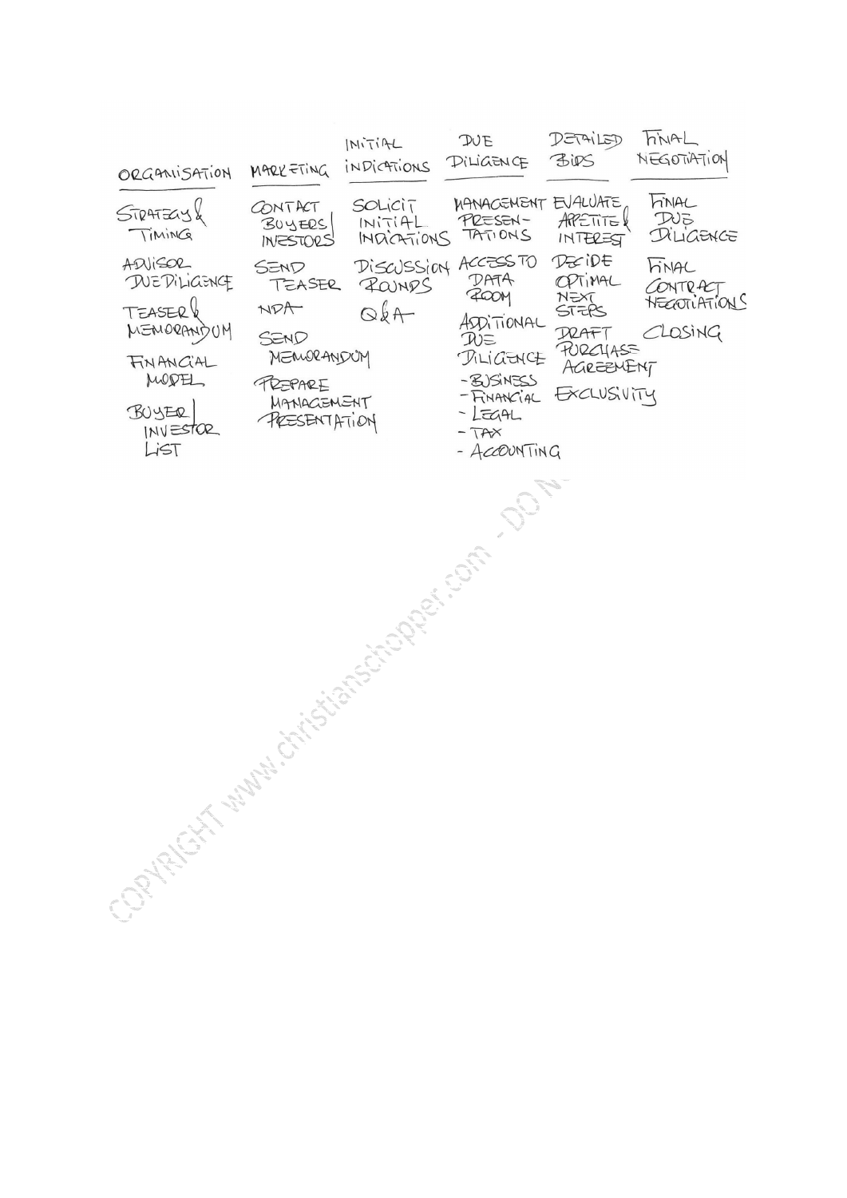| ORGANISATION | MARKETING | INITIAL INDICATIONS | DUE DILIGENCE | DETAILED BIDS | FINAL NEGOTIATION |
|---|---|---|---|---|---|
| STRATEGY & TIMING | CONTACT BUYERS / INVESTORS | SOLICIT INITIAL INDICATIONS | MANAGEMENT PRESENTATIONS | EVALUATE APPETITE & INTEREST | FINAL DUE DILIGENCE |
| ADVISOR DUE DILIGENCE | SEND TEASER | DISCUSSION ROUNDS | ACCESS TO DATA ROOM | DECIDE OPTIMAL NEXT STEPS | FINAL CONTRACT NEGOTIATIONS |
| TEASER & MEMORANDUM | NDA | Q&A | ADDITIONAL DUE DILIGENCE<br>- BUSINESS<br>- FINANCIAL<br>- LEGAL<br>- TAX<br>- ACCOUNTING | DRAFT PURCHASE AGREEMENT | CLOSING |
| FINANCIAL MODEL | SEND MEMORANDUM | | | EXCLUSIVITY | |
| BUYER / INVESTOR LIST | PREPARE MANAGEMENT PRESENTATION | | | | |

COPYRIGHT www.christianschopper.com - DO N...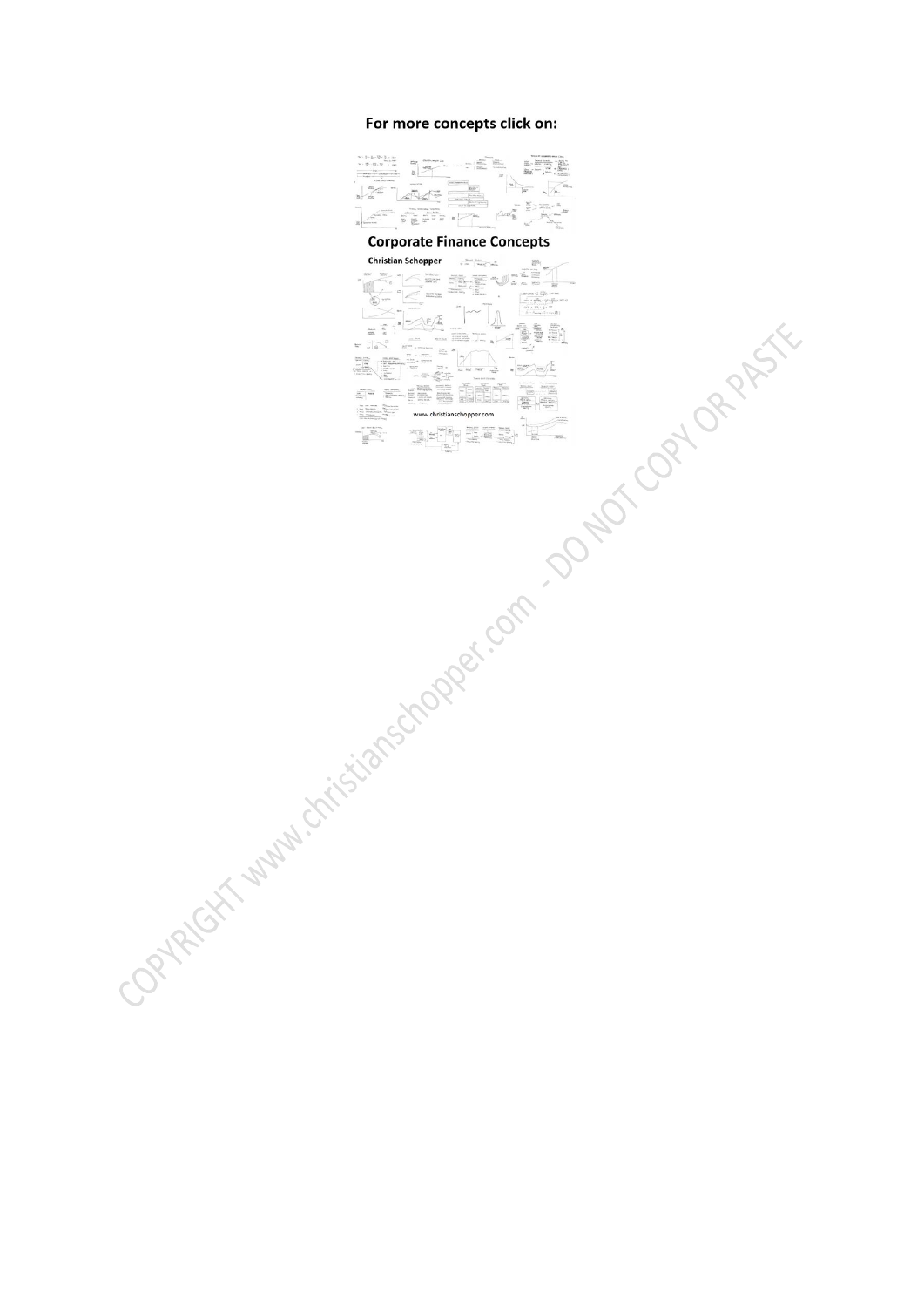For more concepts click on:

**Corporate Finance Concepts**

**Christian Schopper**

www.christianschopper.com